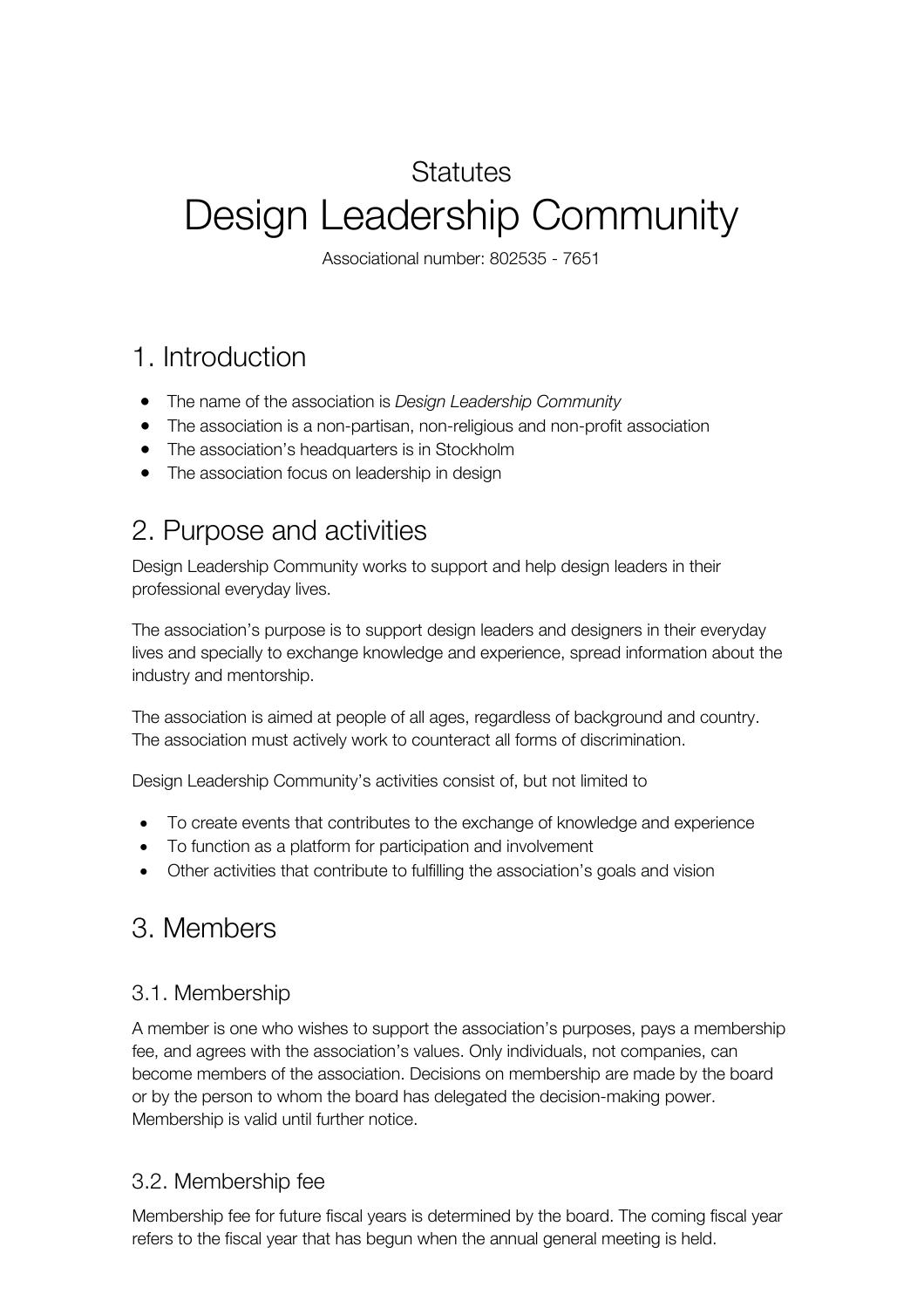Statutes

# Design Leadership Community

Associational number: 802535 - 7651

## 1. Introduction

- The name of the association is *Design Leadership Community*
- The association is a non-partisan, non-religious and non-profit association
- The association's headquarters is in Stockholm
- The association focus on leadership in design

## 2. Purpose and activities

Design Leadership Community works to support and help design leaders in their professional everyday lives.

The association's purpose is to support design leaders and designers in their everyday lives and specially to exchange knowledge and experience, spread information about the industry and mentorship.

The association is aimed at people of all ages, regardless of background and country. The association must actively work to counteract all forms of discrimination.

Design Leadership Community's activities consist of, but not limited to

- To create events that contributes to the exchange of knowledge and experience
- To function as a platform for participation and involvement
- Other activities that contribute to fulfilling the association's goals and vision

## 3. Members

### 3.1. Membership

A member is one who wishes to support the association's purposes, pays a membership fee, and agrees with the association's values. Only individuals, not companies, can become members of the association. Decisions on membership are made by the board or by the person to whom the board has delegated the decision-making power. Membership is valid until further notice.

### 3.2. Membership fee

Membership fee for future fiscal years is determined by the board. The coming fiscal year refers to the fiscal year that has begun when the annual general meeting is held.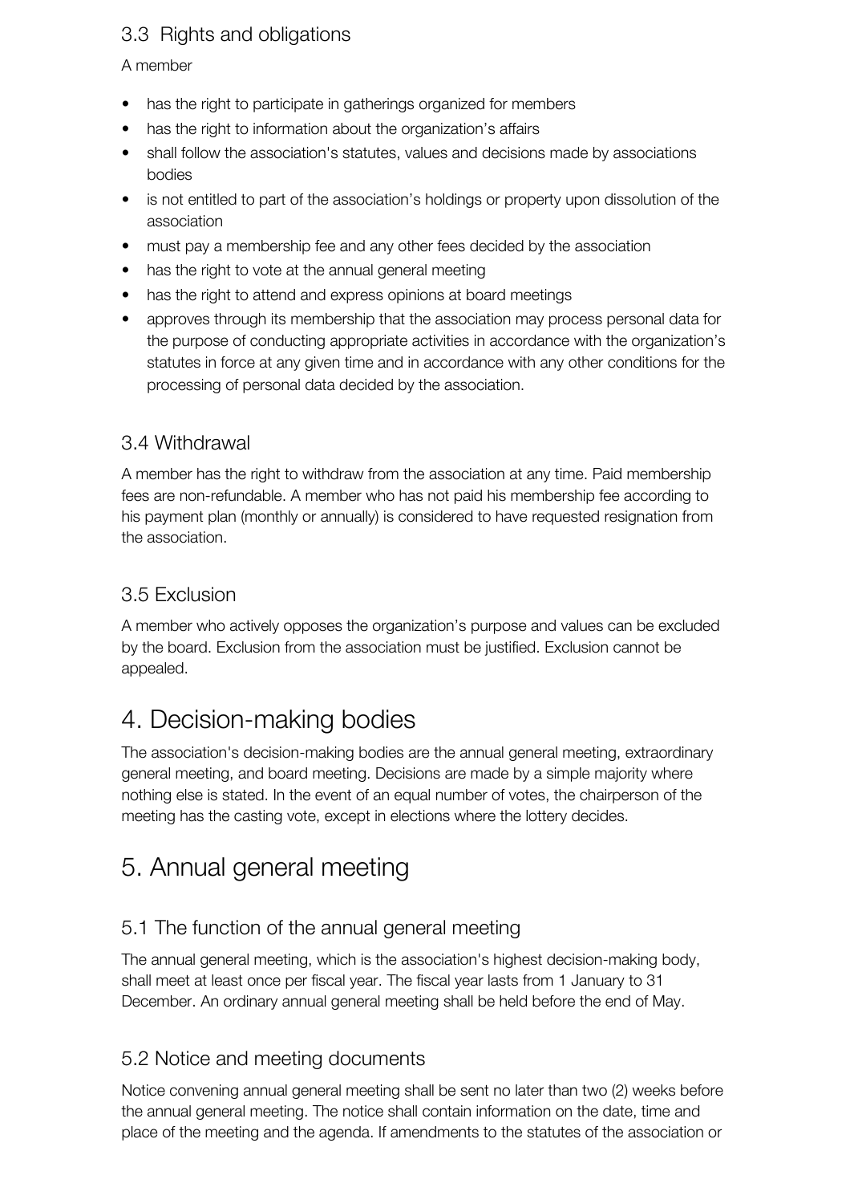### 3.3 Rights and obligations

A member

- has the right to participate in gatherings organized for members
- has the right to information about the organization's affairs
- shall follow the association's statutes, values and decisions made by associations bodies
- is not entitled to part of the association's holdings or property upon dissolution of the association
- must pay a membership fee and any other fees decided by the association
- has the right to vote at the annual general meeting
- has the right to attend and express opinions at board meetings
- approves through its membership that the association may process personal data for the purpose of conducting appropriate activities in accordance with the organization's statutes in force at any given time and in accordance with any other conditions for the processing of personal data decided by the association.

### 3.4 Withdrawal

A member has the right to withdraw from the association at any time. Paid membership fees are non-refundable. A member who has not paid his membership fee according to his payment plan (monthly or annually) is considered to have requested resignation from the association.

### 3.5 Exclusion

A member who actively opposes the organization's purpose and values can be excluded by the board. Exclusion from the association must be justified. Exclusion cannot be appealed.

## 4. Decision-making bodies

The association's decision-making bodies are the annual general meeting, extraordinary general meeting, and board meeting. Decisions are made by a simple majority where nothing else is stated. In the event of an equal number of votes, the chairperson of the meeting has the casting vote, except in elections where the lottery decides.

## 5. Annual general meeting

### 5.1 The function of the annual general meeting

The annual general meeting, which is the association's highest decision-making body, shall meet at least once per fiscal year. The fiscal year lasts from 1 January to 31 December. An ordinary annual general meeting shall be held before the end of May.

### 5.2 Notice and meeting documents

Notice convening annual general meeting shall be sent no later than two (2) weeks before the annual general meeting. The notice shall contain information on the date, time and place of the meeting and the agenda. If amendments to the statutes of the association or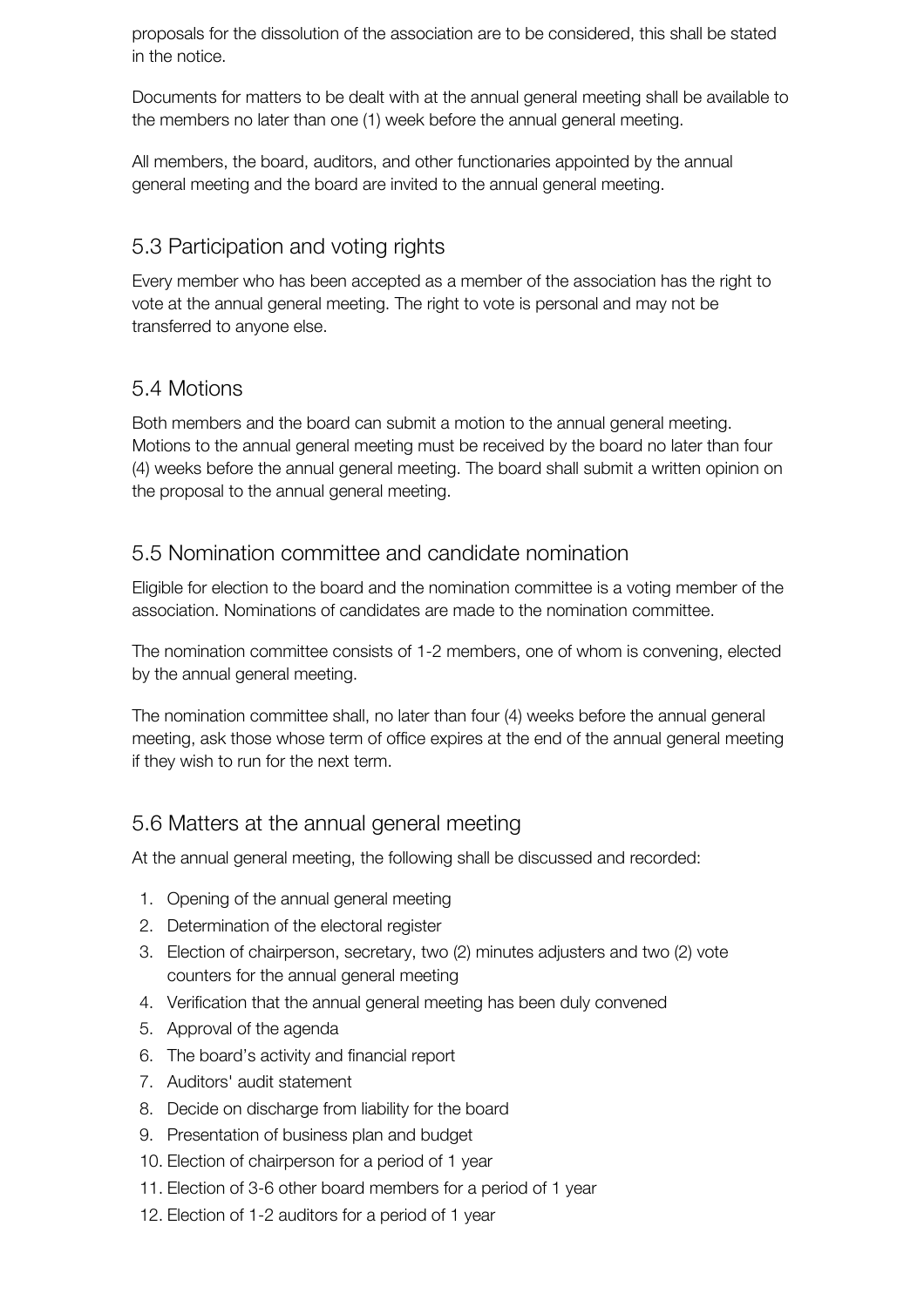proposals for the dissolution of the association are to be considered, this shall be stated in the notice.

Documents for matters to be dealt with at the annual general meeting shall be available to the members no later than one (1) week before the annual general meeting.

All members, the board, auditors, and other functionaries appointed by the annual general meeting and the board are invited to the annual general meeting.

## 5.3 Participation and voting rights

Every member who has been accepted as a member of the association has the right to vote at the annual general meeting. The right to vote is personal and may not be transferred to anyone else.

## 5.4 Motions

Both members and the board can submit a motion to the annual general meeting. Motions to the annual general meeting must be received by the board no later than four (4) weeks before the annual general meeting. The board shall submit a written opinion on the proposal to the annual general meeting.

## 5.5 Nomination committee and candidate nomination

Eligible for election to the board and the nomination committee is a voting member of the association. Nominations of candidates are made to the nomination committee.

The nomination committee consists of 1-2 members, one of whom is convening, elected by the annual general meeting.

The nomination committee shall, no later than four (4) weeks before the annual general meeting, ask those whose term of office expires at the end of the annual general meeting if they wish to run for the next term.

## 5.6 Matters at the annual general meeting

At the annual general meeting, the following shall be discussed and recorded:

1. Opening of the annual general meeting
2. Determination of the electoral register
3. Election of chairperson, secretary, two (2) minutes adjusters and two (2) vote counters for the annual general meeting
4. Verification that the annual general meeting has been duly convened
5. Approval of the agenda
6. The board's activity and financial report
7. Auditors' audit statement
8. Decide on discharge from liability for the board
9. Presentation of business plan and budget
10. Election of chairperson for a period of 1 year
11. Election of 3-6 other board members for a period of 1 year
12. Election of 1-2 auditors for a period of 1 year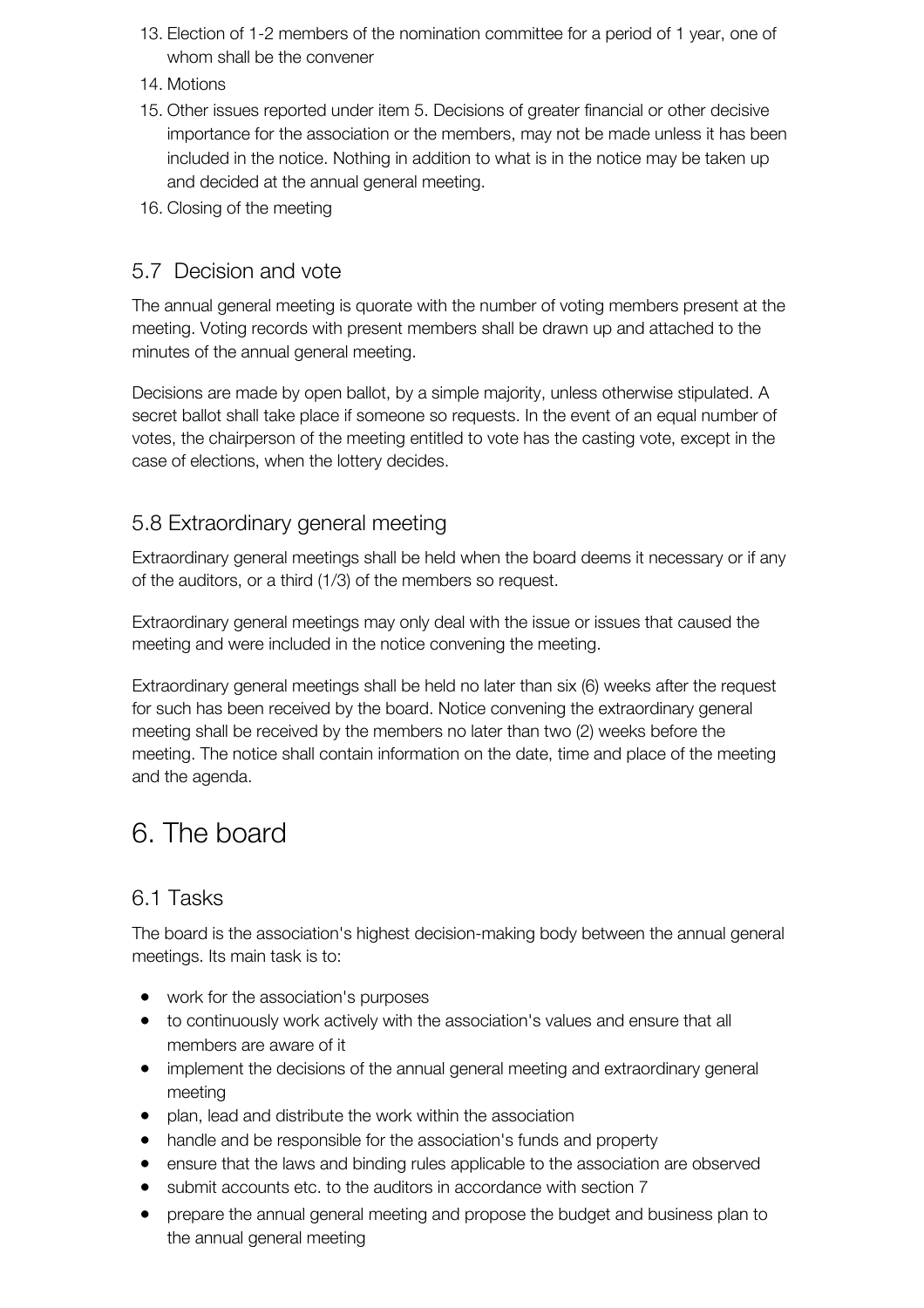13. Election of 1-2 members of the nomination committee for a period of 1 year, one of whom shall be the convener
14. Motions
15. Other issues reported under item 5. Decisions of greater financial or other decisive importance for the association or the members, may not be made unless it has been included in the notice. Nothing in addition to what is in the notice may be taken up and decided at the annual general meeting.
16. Closing of the meeting

### 5.7 Decision and vote

The annual general meeting is quorate with the number of voting members present at the meeting. Voting records with present members shall be drawn up and attached to the minutes of the annual general meeting.

Decisions are made by open ballot, by a simple majority, unless otherwise stipulated. A secret ballot shall take place if someone so requests. In the event of an equal number of votes, the chairperson of the meeting entitled to vote has the casting vote, except in the case of elections, when the lottery decides.

### 5.8 Extraordinary general meeting

Extraordinary general meetings shall be held when the board deems it necessary or if any of the auditors, or a third (1/3) of the members so request.

Extraordinary general meetings may only deal with the issue or issues that caused the meeting and were included in the notice convening the meeting.

Extraordinary general meetings shall be held no later than six (6) weeks after the request for such has been received by the board. Notice convening the extraordinary general meeting shall be received by the members no later than two (2) weeks before the meeting. The notice shall contain information on the date, time and place of the meeting and the agenda.

## 6. The board

### 6.1 Tasks

The board is the association's highest decision-making body between the annual general meetings. Its main task is to:

- work for the association's purposes
- to continuously work actively with the association's values and ensure that all members are aware of it
- implement the decisions of the annual general meeting and extraordinary general meeting
- plan, lead and distribute the work within the association
- handle and be responsible for the association's funds and property
- ensure that the laws and binding rules applicable to the association are observed
- submit accounts etc. to the auditors in accordance with section 7
- prepare the annual general meeting and propose the budget and business plan to the annual general meeting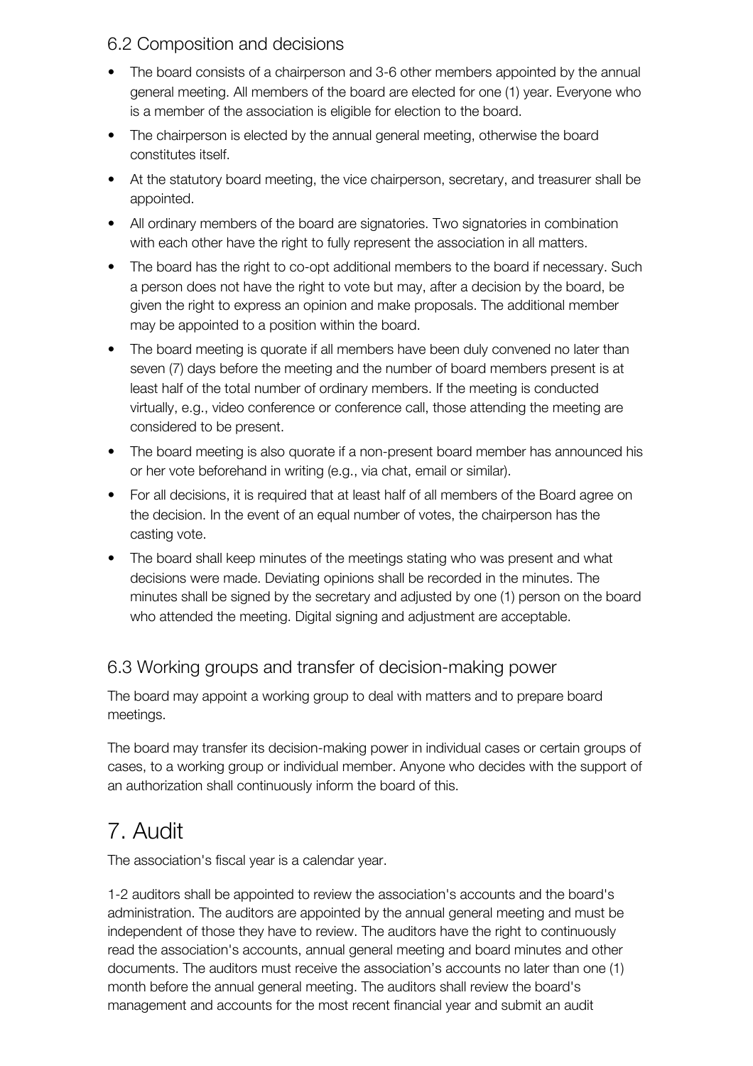### 6.2 Composition and decisions

- The board consists of a chairperson and 3-6 other members appointed by the annual general meeting. All members of the board are elected for one (1) year. Everyone who is a member of the association is eligible for election to the board.
- The chairperson is elected by the annual general meeting, otherwise the board constitutes itself.
- At the statutory board meeting, the vice chairperson, secretary, and treasurer shall be appointed.
- All ordinary members of the board are signatories. Two signatories in combination with each other have the right to fully represent the association in all matters.
- The board has the right to co-opt additional members to the board if necessary. Such a person does not have the right to vote but may, after a decision by the board, be given the right to express an opinion and make proposals. The additional member may be appointed to a position within the board.
- The board meeting is quorate if all members have been duly convened no later than seven (7) days before the meeting and the number of board members present is at least half of the total number of ordinary members. If the meeting is conducted virtually, e.g., video conference or conference call, those attending the meeting are considered to be present.
- The board meeting is also quorate if a non-present board member has announced his or her vote beforehand in writing (e.g., via chat, email or similar).
- For all decisions, it is required that at least half of all members of the Board agree on the decision. In the event of an equal number of votes, the chairperson has the casting vote.
- The board shall keep minutes of the meetings stating who was present and what decisions were made. Deviating opinions shall be recorded in the minutes. The minutes shall be signed by the secretary and adjusted by one (1) person on the board who attended the meeting. Digital signing and adjustment are acceptable.

### 6.3 Working groups and transfer of decision-making power

The board may appoint a working group to deal with matters and to prepare board meetings.

The board may transfer its decision-making power in individual cases or certain groups of cases, to a working group or individual member. Anyone who decides with the support of an authorization shall continuously inform the board of this.

## 7. Audit

The association's fiscal year is a calendar year.

1-2 auditors shall be appointed to review the association's accounts and the board's administration. The auditors are appointed by the annual general meeting and must be independent of those they have to review. The auditors have the right to continuously read the association's accounts, annual general meeting and board minutes and other documents. The auditors must receive the association's accounts no later than one (1) month before the annual general meeting. The auditors shall review the board's management and accounts for the most recent financial year and submit an audit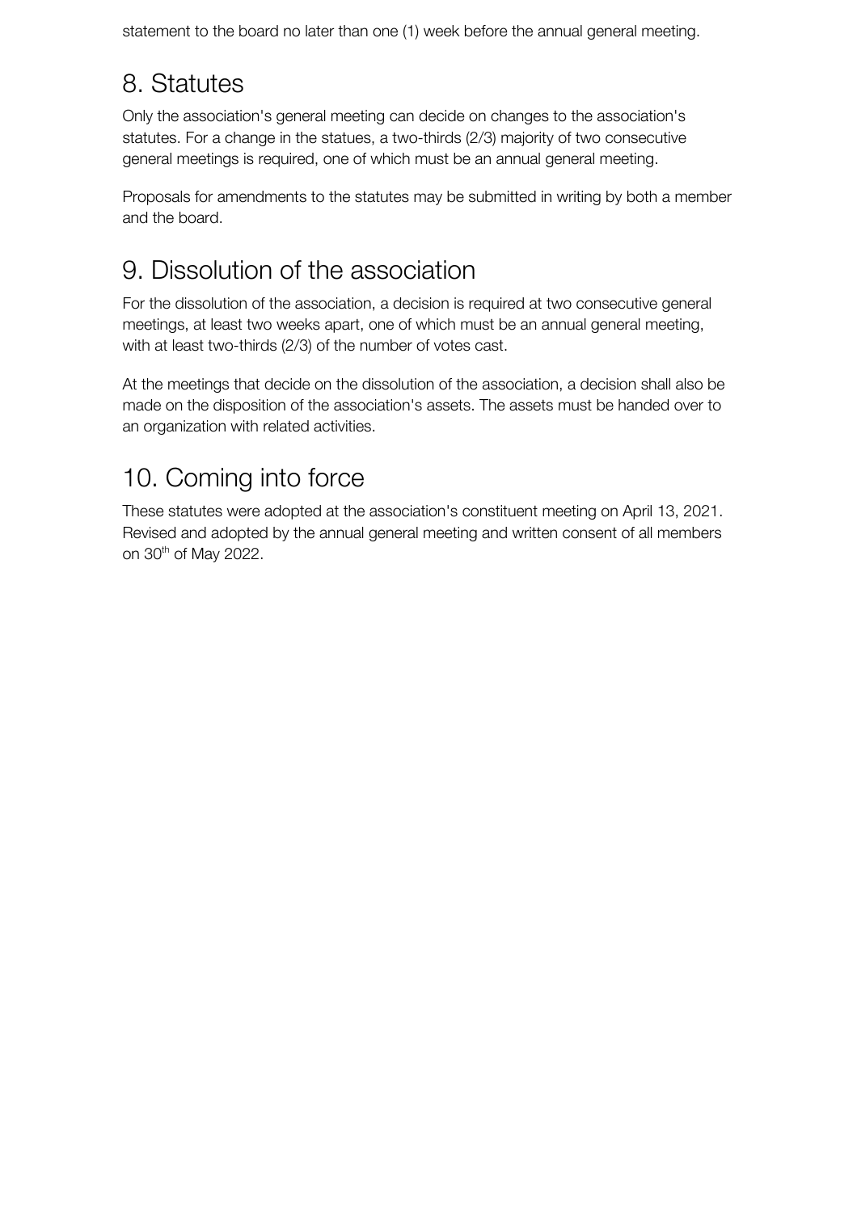statement to the board no later than one (1) week before the annual general meeting.

## 8. Statutes

Only the association's general meeting can decide on changes to the association's statutes. For a change in the statues, a two-thirds (2/3) majority of two consecutive general meetings is required, one of which must be an annual general meeting.

Proposals for amendments to the statutes may be submitted in writing by both a member and the board.

## 9. Dissolution of the association

For the dissolution of the association, a decision is required at two consecutive general meetings, at least two weeks apart, one of which must be an annual general meeting, with at least two-thirds (2/3) of the number of votes cast.

At the meetings that decide on the dissolution of the association, a decision shall also be made on the disposition of the association's assets. The assets must be handed over to an organization with related activities.

## 10. Coming into force

These statutes were adopted at the association's constituent meeting on April 13, 2021. Revised and adopted by the annual general meeting and written consent of all members on 30th of May 2022.